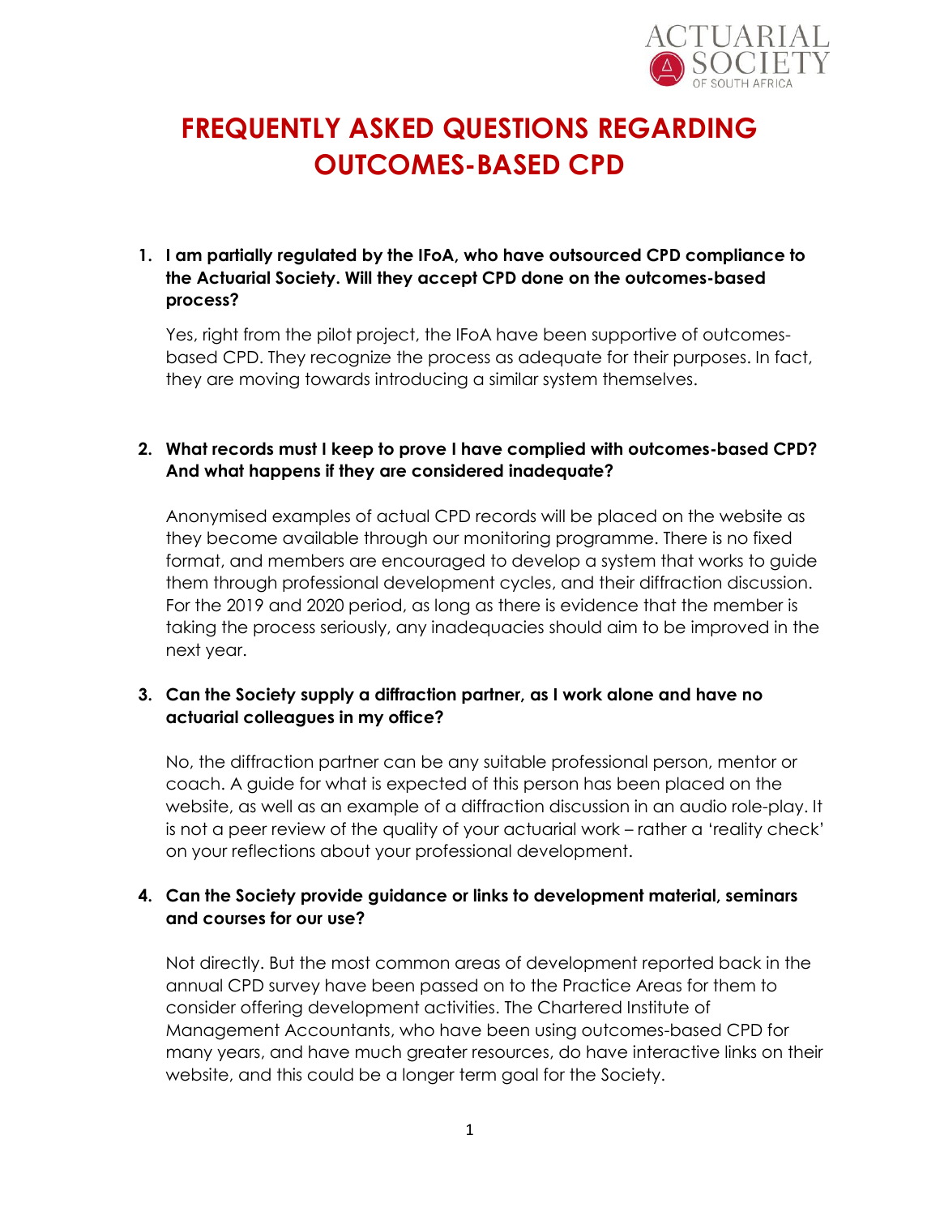# FREQUENTLY ASKED QUESTIONS REGARDING OUTCOMES-BASED CPD

**1. I am partially regulated by the IFoA, who have outsourced CPD compliance to the Actuarial Society. Will they accept CPD done on the outcomes-based process?**

Yes, right from the pilot project, the IFoA have been supportive of outcomes-based CPD. They recognize the process as adequate for their purposes. In fact, they are moving towards introducing a similar system themselves.

**2. What records must I keep to prove I have complied with outcomes-based CPD? And what happens if they are considered inadequate?**

Anonymised examples of actual CPD records will be placed on the website as they become available through our monitoring programme. There is no fixed format, and members are encouraged to develop a system that works to guide them through professional development cycles, and their diffraction discussion. For the 2019 and 2020 period, as long as there is evidence that the member is taking the process seriously, any inadequacies should aim to be improved in the next year.

**3. Can the Society supply a diffraction partner, as I work alone and have no actuarial colleagues in my office?**

No, the diffraction partner can be any suitable professional person, mentor or coach. A guide for what is expected of this person has been placed on the website, as well as an example of a diffraction discussion in an audio role-play. It is not a peer review of the quality of your actuarial work – rather a 'reality check' on your reflections about your professional development.

**4. Can the Society provide guidance or links to development material, seminars and courses for our use?**

Not directly. But the most common areas of development reported back in the annual CPD survey have been passed on to the Practice Areas for them to consider offering development activities. The Chartered Institute of Management Accountants, who have been using outcomes-based CPD for many years, and have much greater resources, do have interactive links on their website, and this could be a longer term goal for the Society.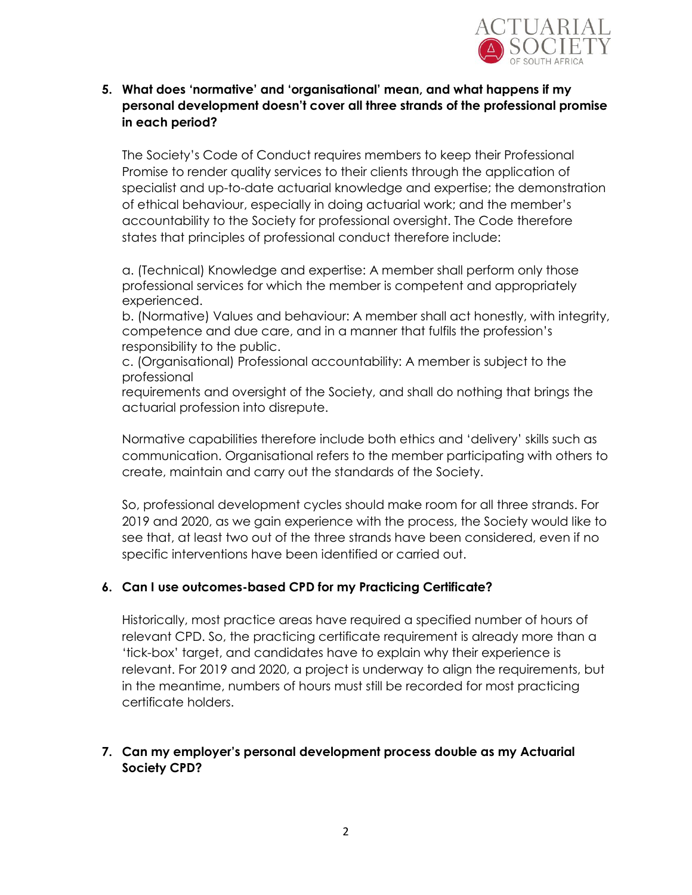**5. What does 'normative' and 'organisational' mean, and what happens if my personal development doesn't cover all three strands of the professional promise in each period?**

The Society's Code of Conduct requires members to keep their Professional Promise to render quality services to their clients through the application of specialist and up-to-date actuarial knowledge and expertise; the demonstration of ethical behaviour, especially in doing actuarial work; and the member's accountability to the Society for professional oversight. The Code therefore states that principles of professional conduct therefore include:

a. (Technical) Knowledge and expertise: A member shall perform only those professional services for which the member is competent and appropriately experienced.
b. (Normative) Values and behaviour: A member shall act honestly, with integrity, competence and due care, and in a manner that fulfils the profession's responsibility to the public.
c. (Organisational) Professional accountability: A member is subject to the professional
requirements and oversight of the Society, and shall do nothing that brings the actuarial profession into disrepute.

Normative capabilities therefore include both ethics and 'delivery' skills such as communication. Organisational refers to the member participating with others to create, maintain and carry out the standards of the Society.

So, professional development cycles should make room for all three strands. For 2019 and 2020, as we gain experience with the process, the Society would like to see that, at least two out of the three strands have been considered, even if no specific interventions have been identified or carried out.

**6. Can I use outcomes-based CPD for my Practicing Certificate?**

Historically, most practice areas have required a specified number of hours of relevant CPD. So, the practicing certificate requirement is already more than a 'tick-box' target, and candidates have to explain why their experience is relevant. For 2019 and 2020, a project is underway to align the requirements, but in the meantime, numbers of hours must still be recorded for most practicing certificate holders.

**7. Can my employer's personal development process double as my Actuarial Society CPD?**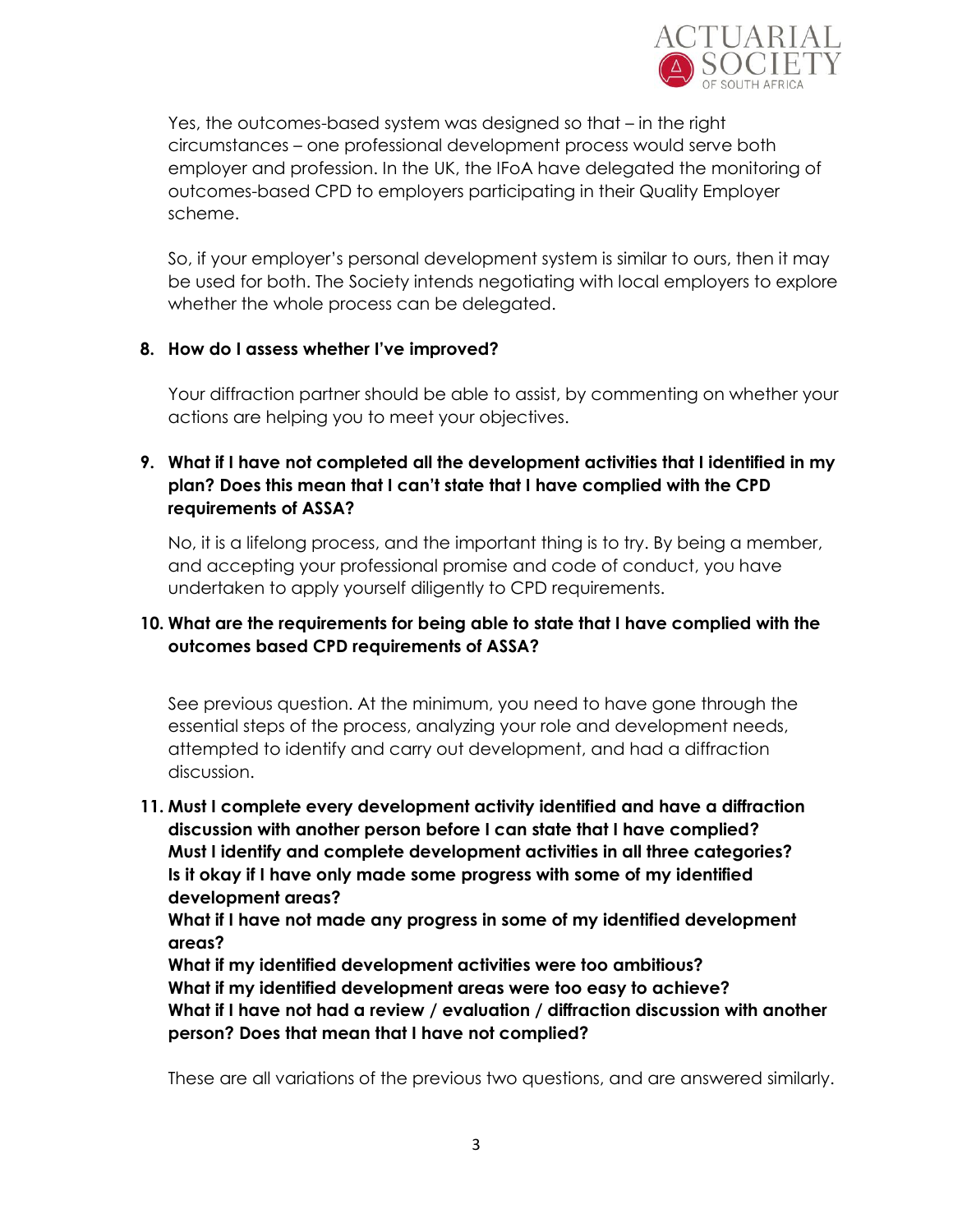Yes, the outcomes-based system was designed so that – in the right circumstances – one professional development process would serve both employer and profession. In the UK, the IFoA have delegated the monitoring of outcomes-based CPD to employers participating in their Quality Employer scheme.

So, if your employer's personal development system is similar to ours, then it may be used for both. The Society intends negotiating with local employers to explore whether the whole process can be delegated.

**8. How do I assess whether I've improved?**

Your diffraction partner should be able to assist, by commenting on whether your actions are helping you to meet your objectives.

**9. What if I have not completed all the development activities that I identified in my plan? Does this mean that I can't state that I have complied with the CPD requirements of ASSA?**

No, it is a lifelong process, and the important thing is to try. By being a member, and accepting your professional promise and code of conduct, you have undertaken to apply yourself diligently to CPD requirements.

**10. What are the requirements for being able to state that I have complied with the outcomes based CPD requirements of ASSA?**

See previous question. At the minimum, you need to have gone through the essential steps of the process, analyzing your role and development needs, attempted to identify and carry out development, and had a diffraction discussion.

**11. Must I complete every development activity identified and have a diffraction discussion with another person before I can state that I have complied?**
**Must I identify and complete development activities in all three categories?**
**Is it okay if I have only made some progress with some of my identified development areas?**
**What if I have not made any progress in some of my identified development areas?**
**What if my identified development activities were too ambitious?**
**What if my identified development areas were too easy to achieve?**
**What if I have not had a review / evaluation / diffraction discussion with another person? Does that mean that I have not complied?**

These are all variations of the previous two questions, and are answered similarly.